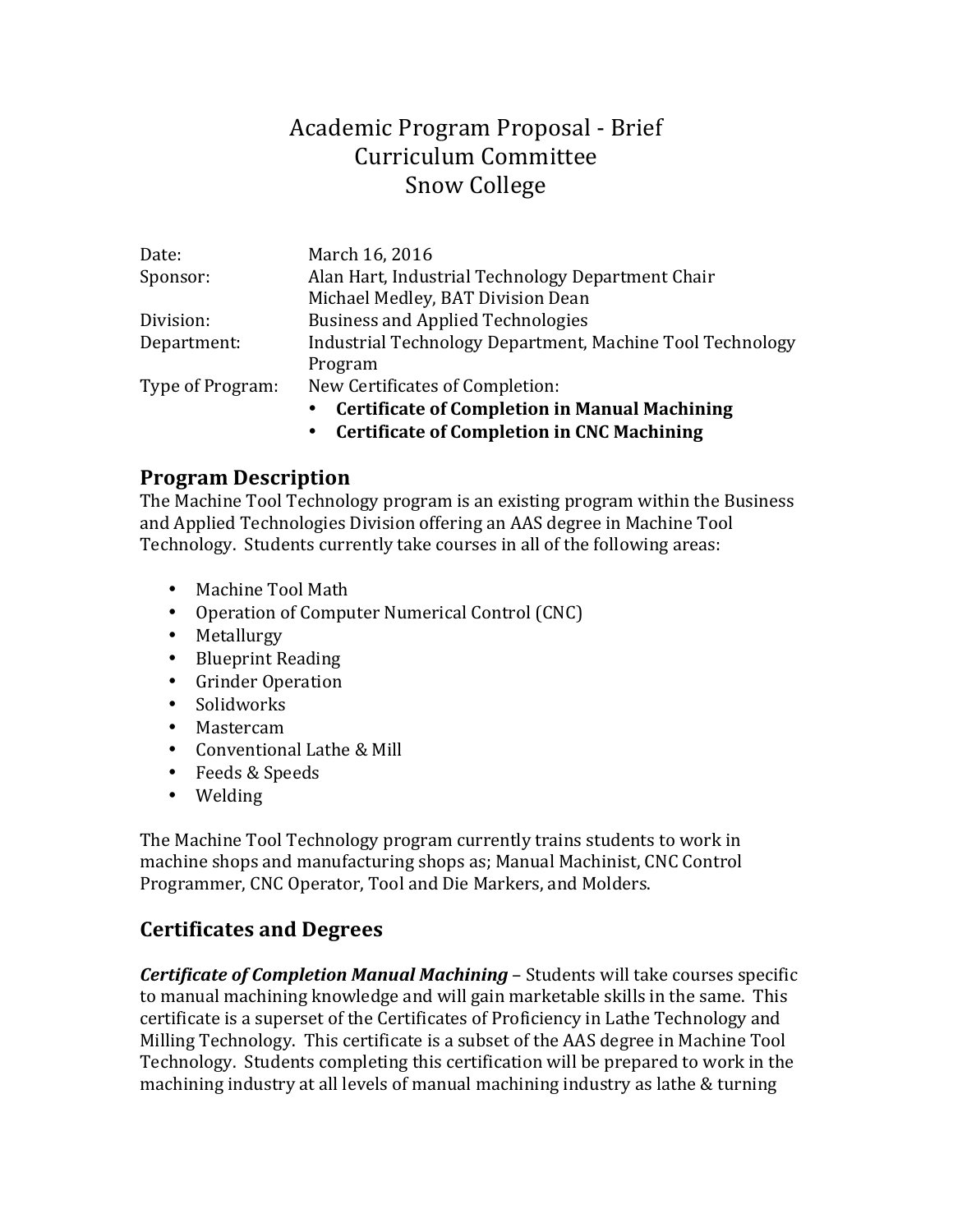# Academic Program Proposal - Brief
## Curriculum Committee
## Snow College

| | |
|---|---|
| Date: | March 16, 2016 |
| Sponsor: | Alan Hart, Industrial Technology Department Chair<br>Michael Medley, BAT Division Dean |
| Division: | Business and Applied Technologies |
| Department: | Industrial Technology Department, Machine Tool Technology Program |
| Type of Program: | New Certificates of Completion:<br>• **Certificate of Completion in Manual Machining**<br>• **Certificate of Completion in CNC Machining** |

## Program Description

The Machine Tool Technology program is an existing program within the Business and Applied Technologies Division offering an AAS degree in Machine Tool Technology. Students currently take courses in all of the following areas:

- Machine Tool Math
- Operation of Computer Numerical Control (CNC)
- Metallurgy
- Blueprint Reading
- Grinder Operation
- Solidworks
- Mastercam
- Conventional Lathe & Mill
- Feeds & Speeds
- Welding

The Machine Tool Technology program currently trains students to work in machine shops and manufacturing shops as; Manual Machinist, CNC Control Programmer, CNC Operator, Tool and Die Markers, and Molders.

## Certificates and Degrees

***Certificate of Completion Manual Machining*** – Students will take courses specific to manual machining knowledge and will gain marketable skills in the same. This certificate is a superset of the Certificates of Proficiency in Lathe Technology and Milling Technology. This certificate is a subset of the AAS degree in Machine Tool Technology. Students completing this certification will be prepared to work in the machining industry at all levels of manual machining industry as lathe & turning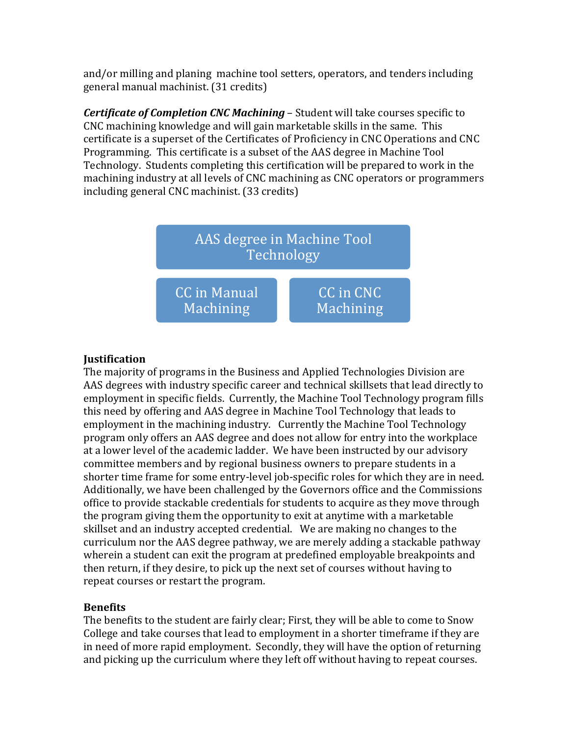and/or milling and planing machine tool setters, operators, and tenders including general manual machinist. (31 credits)

***Certificate of Completion CNC Machining*** – Student will take courses specific to CNC machining knowledge and will gain marketable skills in the same. This certificate is a superset of the Certificates of Proficiency in CNC Operations and CNC Programming. This certificate is a subset of the AAS degree in Machine Tool Technology. Students completing this certification will be prepared to work in the machining industry at all levels of CNC machining as CNC operators or programmers including general CNC machinist. (33 credits)

AAS degree in Machine Tool Technology

CC in Manual Machining | CC in CNC Machining

**Justification**

The majority of programs in the Business and Applied Technologies Division are AAS degrees with industry specific career and technical skillsets that lead directly to employment in specific fields. Currently, the Machine Tool Technology program fills this need by offering and AAS degree in Machine Tool Technology that leads to employment in the machining industry. Currently the Machine Tool Technology program only offers an AAS degree and does not allow for entry into the workplace at a lower level of the academic ladder. We have been instructed by our advisory committee members and by regional business owners to prepare students in a shorter time frame for some entry-level job-specific roles for which they are in need. Additionally, we have been challenged by the Governors office and the Commissions office to provide stackable credentials for students to acquire as they move through the program giving them the opportunity to exit at anytime with a marketable skillset and an industry accepted credential. We are making no changes to the curriculum nor the AAS degree pathway, we are merely adding a stackable pathway wherein a student can exit the program at predefined employable breakpoints and then return, if they desire, to pick up the next set of courses without having to repeat courses or restart the program.

**Benefits**

The benefits to the student are fairly clear; First, they will be able to come to Snow College and take courses that lead to employment in a shorter timeframe if they are in need of more rapid employment. Secondly, they will have the option of returning and picking up the curriculum where they left off without having to repeat courses.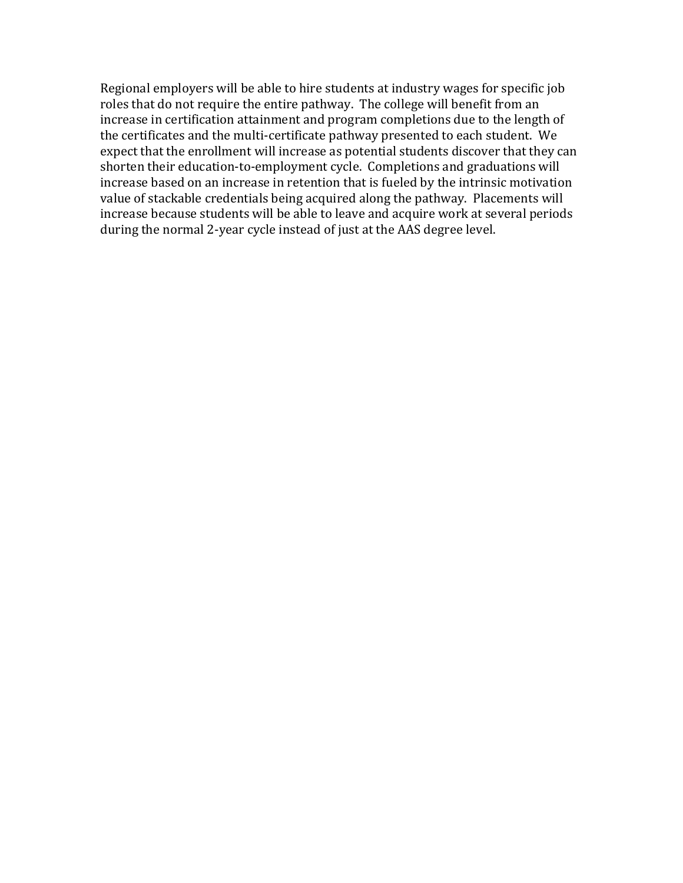Regional employers will be able to hire students at industry wages for specific job roles that do not require the entire pathway. The college will benefit from an increase in certification attainment and program completions due to the length of the certificates and the multi-certificate pathway presented to each student. We expect that the enrollment will increase as potential students discover that they can shorten their education-to-employment cycle. Completions and graduations will increase based on an increase in retention that is fueled by the intrinsic motivation value of stackable credentials being acquired along the pathway. Placements will increase because students will be able to leave and acquire work at several periods during the normal 2-year cycle instead of just at the AAS degree level.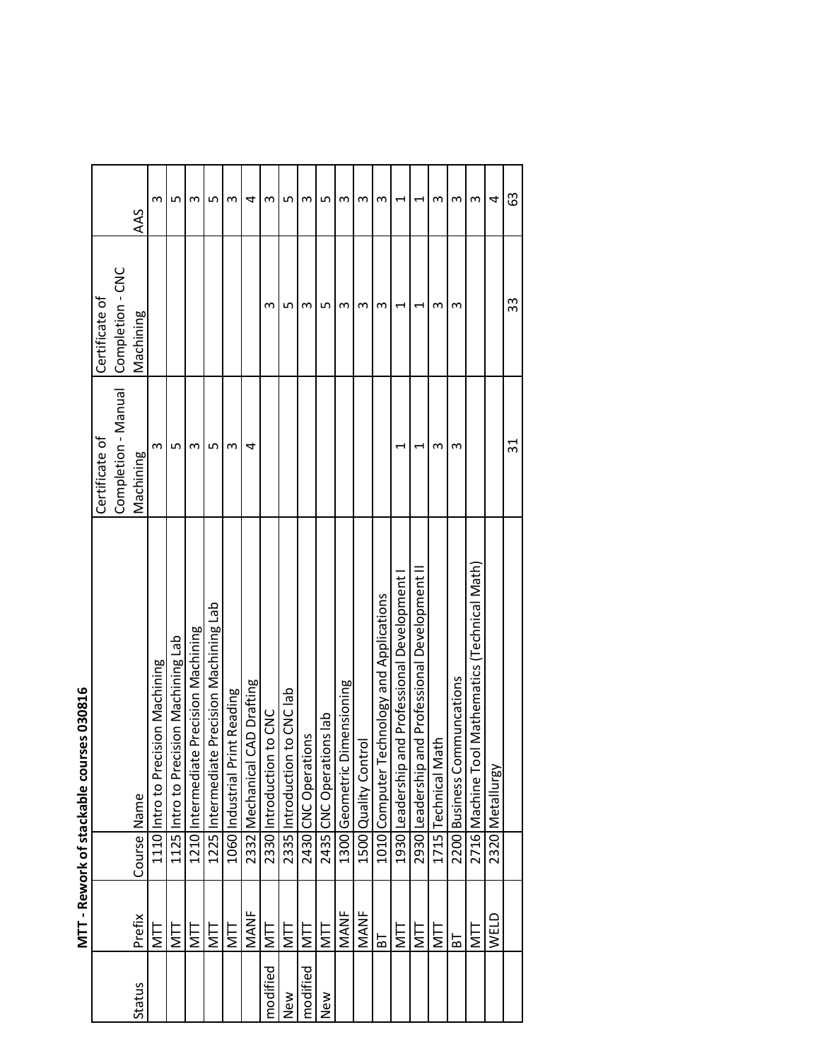**MTT - Rework of stackable courses 030816**

| Status | Prefix | Course | Name | Certificate of Completion - Manual Machining | Certificate of Completion - CNC Machining | AAS |
|---|---|---|---|---|---|---|
| | MTT | 1110 | Intro to Precision Machining | 3 | | 3 |
| | MTT | 1125 | Intro to Precision Machining Lab | 5 | | 5 |
| | MTT | 1210 | Intermediate Precision Machining | 3 | | 3 |
| | MTT | 1225 | Intermediate Precision Machining Lab | 5 | | 5 |
| | MTT | 1060 | Industrial Print Reading | 3 | | 3 |
| | MANF | 2332 | Mechanical CAD Drafting | 4 | | 4 |
| modified | MTT | 2330 | Introduction to CNC | | 3 | 3 |
| New | MTT | 2335 | Introduction to CNC lab | | 5 | 5 |
| modified | MTT | 2430 | CNC Operations | | 3 | 3 |
| New | MTT | 2435 | CNC Operations lab | | 5 | 5 |
| | MANF | 1300 | Geometric Dimensioning | | 3 | 3 |
| | MANF | 1500 | Quality Control | | 3 | 3 |
| | BT | 1010 | Computer Technology and Applications | | 3 | 3 |
| | MTT | 1930 | Leadership and Professional Development I | 1 | 1 | 1 |
| | MTT | 2930 | Leadership and Professional Development II | 1 | 1 | 1 |
| | MTT | 1715 | Technical Math | 3 | 3 | 3 |
| | BT | 2200 | Business Communcations | 3 | 3 | 3 |
| | MTT | 2716 | Machine Tool Mathematics (Technical Math) | | | 3 |
| | WELD | 2320 | Metallurgy | | | 4 |
| | | | | 31 | 33 | 63 |